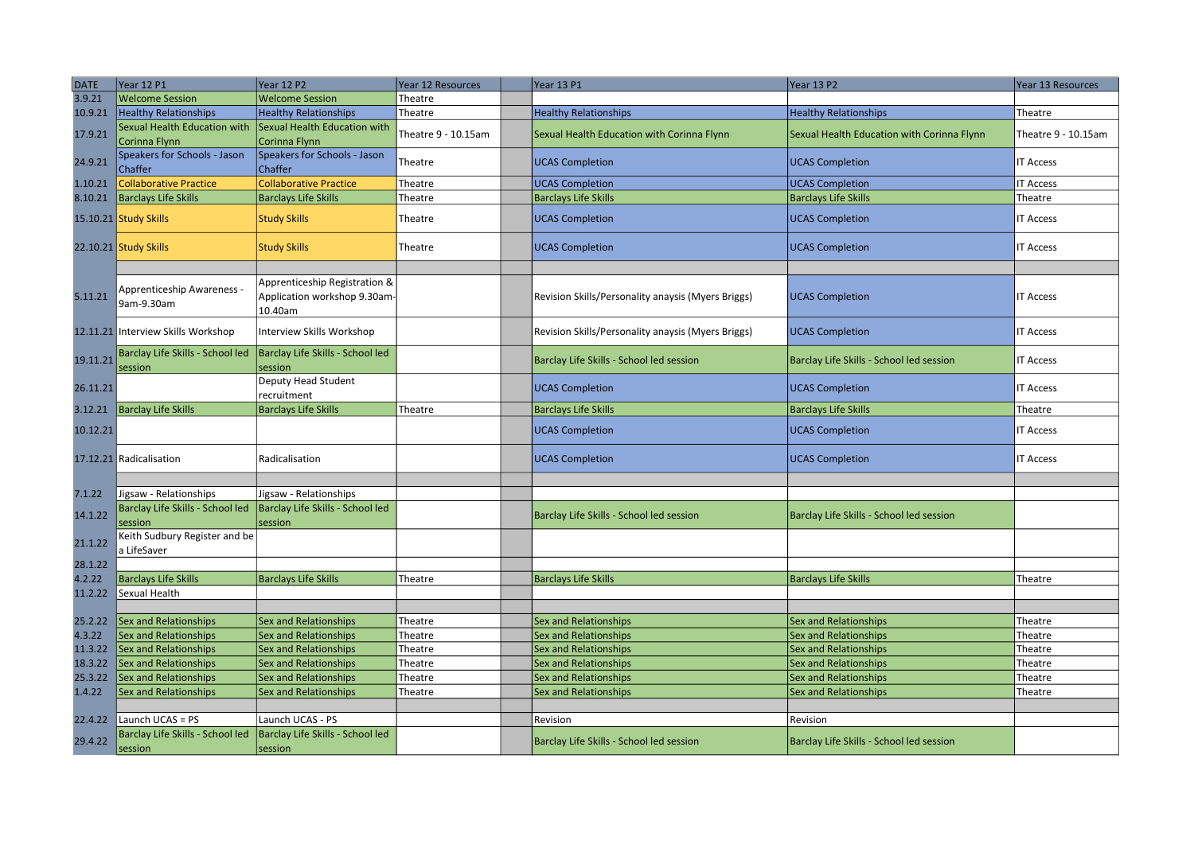| DATE | Year 12 P1 | Year 12 P2 | Year 12 Resources | | Year 13 P1 | Year 13 P2 | Year 13 Resources |
|---|---|---|---|---|---|---|---|
| 3.9.21 | Welcome Session | Welcome Session | Theatre | | | | |
| 10.9.21 | Healthy Relationships | Healthy Relationships | Theatre | | Healthy Relationships | Healthy Relationships | Theatre |
| 17.9.21 | Sexual Health Education with Corinna Flynn | Sexual Health Education with Corinna Flynn | Theatre 9 - 10.15am | | Sexual Health Education with Corinna Flynn | Sexual Health Education with Corinna Flynn | Theatre 9 - 10.15am |
| 24.9.21 | Speakers for Schools - Jason Chaffer | Speakers for Schools - Jason Chaffer | Theatre | | UCAS Completion | UCAS Completion | IT Access |
| 1.10.21 | Collaborative Practice | Collaborative Practice | Theatre | | UCAS Completion | UCAS Completion | IT Access |
| 8.10.21 | Barclays Life Skills | Barclays Life Skills | Theatre | | Barclays Life Skills | Barclays Life Skills | Theatre |
| 15.10.21 | Study Skills | Study Skills | Theatre | | UCAS Completion | UCAS Completion | IT Access |
| 22.10.21 | Study Skills | Study Skills | Theatre | | UCAS Completion | UCAS Completion | IT Access |
| | | | | | | | |
| 5.11.21 | Apprenticeship Awareness - 9am-9.30am | Apprenticeship Registration & Application workshop 9.30am-10.40am | | | Revision Skills/Personality anaysis (Myers Briggs) | UCAS Completion | IT Access |
| 12.11.21 | Interview Skills Workshop | Interview Skills Workshop | | | Revision Skills/Personality anaysis (Myers Briggs) | UCAS Completion | IT Access |
| 19.11.21 | Barclay Life Skills - School led session | Barclay Life Skills - School led session | | | Barclay Life Skills - School led session | Barclay Life Skills - School led session | IT Access |
| 26.11.21 | | Deputy Head Student recruitment | | | UCAS Completion | UCAS Completion | IT Access |
| 3.12.21 | Barclay Life Skills | Barclays Life Skills | Theatre | | Barclays Life Skills | Barclays Life Skills | Theatre |
| 10.12.21 | | | | | UCAS Completion | UCAS Completion | IT Access |
| 17.12.21 | Radicalisation | Radicalisation | | | UCAS Completion | UCAS Completion | IT Access |
| | | | | | | | |
| 7.1.22 | Jigsaw - Relationships | Jigsaw - Relationships | | | | | |
| 14.1.22 | Barclay Life Skills - School led session | Barclay Life Skills - School led session | | | Barclay Life Skills - School led session | Barclay Life Skills - School led session | |
| 21.1.22 | Keith Sudbury Register and be a LifeSaver | | | | | | |
| 28.1.22 | | | | | | | |
| 4.2.22 | Barclays Life Skills | Barclays Life Skills | Theatre | | Barclays Life Skills | Barclays Life Skills | Theatre |
| 11.2.22 | Sexual Health | | | | | | |
| | | | | | | | |
| 25.2.22 | Sex and Relationships | Sex and Relationships | Theatre | | Sex and Relationships | Sex and Relationships | Theatre |
| 4.3.22 | Sex and Relationships | Sex and Relationships | Theatre | | Sex and Relationships | Sex and Relationships | Theatre |
| 11.3.22 | Sex and Relationships | Sex and Relationships | Theatre | | Sex and Relationships | Sex and Relationships | Theatre |
| 18.3.22 | Sex and Relationships | Sex and Relationships | Theatre | | Sex and Relationships | Sex and Relationships | Theatre |
| 25.3.22 | Sex and Relationships | Sex and Relationships | Theatre | | Sex and Relationships | Sex and Relationships | Theatre |
| 1.4.22 | Sex and Relationships | Sex and Relationships | Theatre | | Sex and Relationships | Sex and Relationships | Theatre |
| | | | | | | | |
| 22.4.22 | Launch UCAS = PS | Launch UCAS - PS | | | Revision | Revision | |
| 29.4.22 | Barclay Life Skills - School led session | Barclay Life Skills - School led session | | | Barclay Life Skills - School led session | Barclay Life Skills - School led session | |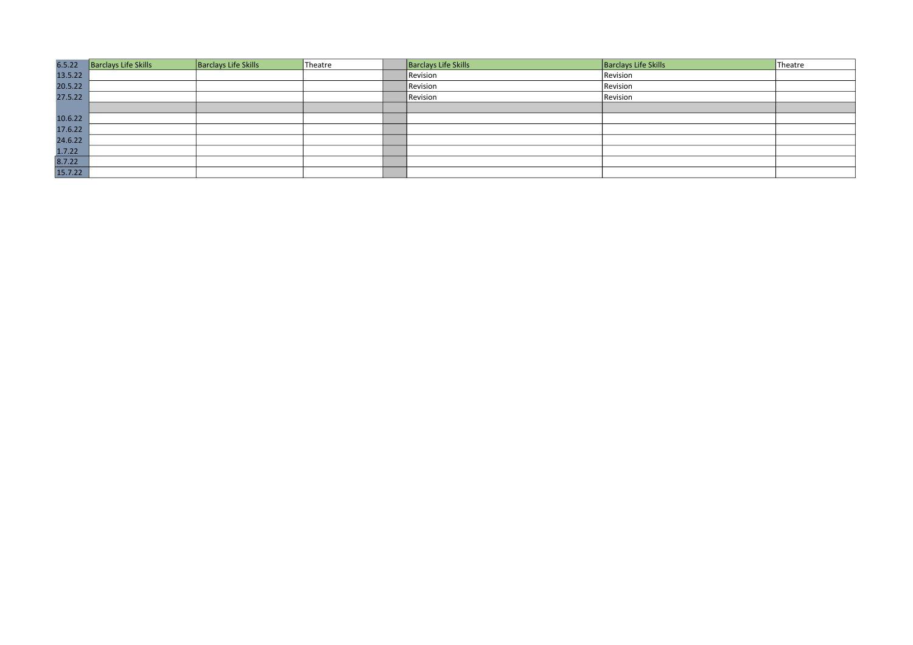| | | | | | | | |
|---|---|---|---|---|---|---|---|
| 6.5.22 | Barclays Life Skills | Barclays Life Skills | Theatre | | Barclays Life Skills | Barclays Life Skills | Theatre |
| 13.5.22 | | | | | Revision | Revision | |
| 20.5.22 | | | | | Revision | Revision | |
| 27.5.22 | | | | | Revision | Revision | |
| | | | | | | | |
| 10.6.22 | | | | | | | |
| 17.6.22 | | | | | | | |
| 24.6.22 | | | | | | | |
| 1.7.22 | | | | | | | |
| 8.7.22 | | | | | | | |
| 15.7.22 | | | | | | | |